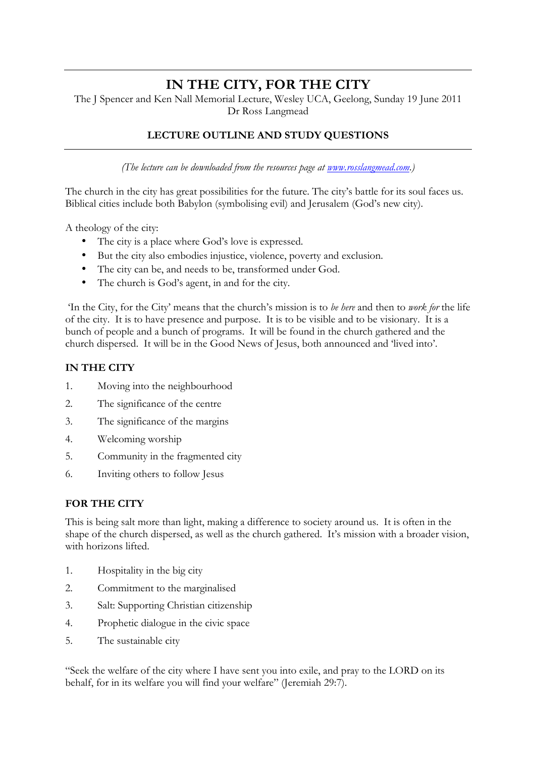# IN THE CITY, FOR THE CITY

The J Spencer and Ken Nall Memorial Lecture, Wesley UCA, Geelong, Sunday 19 June 2011
Dr Ross Langmead

## LECTURE OUTLINE AND STUDY QUESTIONS

*(The lecture can be downloaded from the resources page at [www.rosslangmead.com](www.rosslangmead.com).)*

The church in the city has great possibilities for the future. The city's battle for its soul faces us. Biblical cities include both Babylon (symbolising evil) and Jerusalem (God's new city).

A theology of the city:

- The city is a place where God's love is expressed.
- But the city also embodies injustice, violence, poverty and exclusion.
- The city can be, and needs to be, transformed under God.
- The church is God's agent, in and for the city.

'In the City, for the City' means that the church's mission is to *be here* and then to *work for* the life of the city. It is to have presence and purpose. It is to be visible and to be visionary. It is a bunch of people and a bunch of programs. It will be found in the church gathered and the church dispersed. It will be in the Good News of Jesus, both announced and 'lived into'.

### IN THE CITY

1. Moving into the neighbourhood
2. The significance of the centre
3. The significance of the margins
4. Welcoming worship
5. Community in the fragmented city
6. Inviting others to follow Jesus

### FOR THE CITY

This is being salt more than light, making a difference to society around us. It is often in the shape of the church dispersed, as well as the church gathered. It's mission with a broader vision, with horizons lifted.

1. Hospitality in the big city
2. Commitment to the marginalised
3. Salt: Supporting Christian citizenship
4. Prophetic dialogue in the civic space
5. The sustainable city

"Seek the welfare of the city where I have sent you into exile, and pray to the LORD on its behalf, for in its welfare you will find your welfare" (Jeremiah 29:7).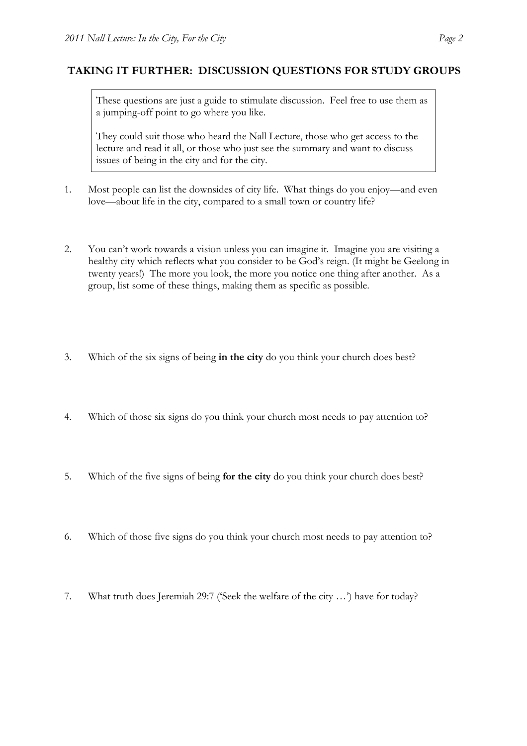## TAKING IT FURTHER: DISCUSSION QUESTIONS FOR STUDY GROUPS

These questions are just a guide to stimulate discussion. Feel free to use them as a jumping-off point to go where you like.

They could suit those who heard the Nall Lecture, those who get access to the lecture and read it all, or those who just see the summary and want to discuss issues of being in the city and for the city.

1. Most people can list the downsides of city life. What things do you enjoy—and even love—about life in the city, compared to a small town or country life?

2. You can't work towards a vision unless you can imagine it. Imagine you are visiting a healthy city which reflects what you consider to be God's reign. (It might be Geelong in twenty years!) The more you look, the more you notice one thing after another. As a group, list some of these things, making them as specific as possible.

3. Which of the six signs of being **in the city** do you think your church does best?

4. Which of those six signs do you think your church most needs to pay attention to?

5. Which of the five signs of being **for the city** do you think your church does best?

6. Which of those five signs do you think your church most needs to pay attention to?

7. What truth does Jeremiah 29:7 ('Seek the welfare of the city …') have for today?